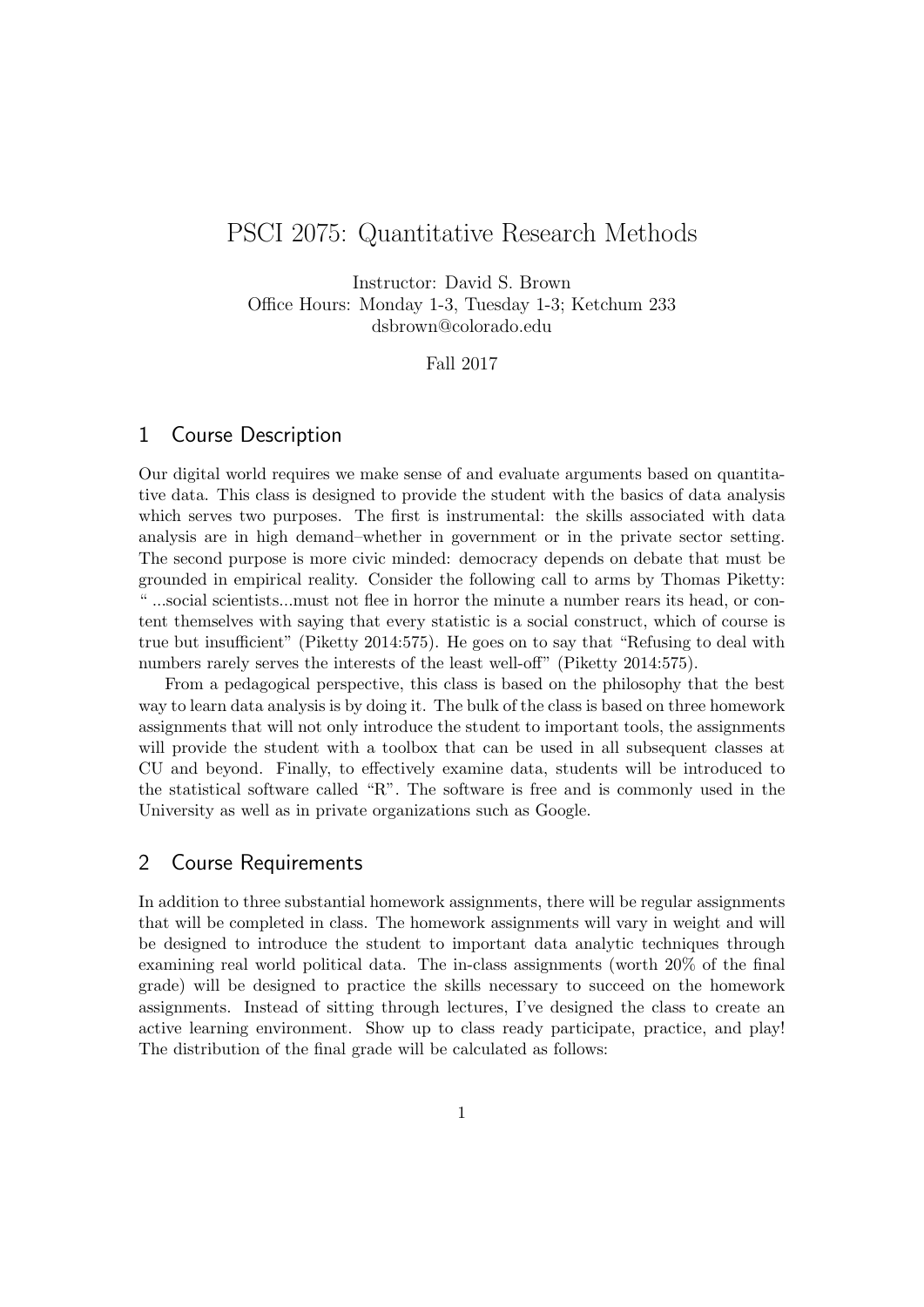# PSCI 2075: Quantitative Research Methods

Instructor: David S. Brown
Office Hours: Monday 1-3, Tuesday 1-3; Ketchum 233
dsbrown@colorado.edu

Fall 2017

## 1 Course Description

Our digital world requires we make sense of and evaluate arguments based on quantitative data. This class is designed to provide the student with the basics of data analysis which serves two purposes. The first is instrumental: the skills associated with data analysis are in high demand–whether in government or in the private sector setting. The second purpose is more civic minded: democracy depends on debate that must be grounded in empirical reality. Consider the following call to arms by Thomas Piketty: " ...social scientists...must not flee in horror the minute a number rears its head, or content themselves with saying that every statistic is a social construct, which of course is true but insufficient" (Piketty 2014:575). He goes on to say that "Refusing to deal with numbers rarely serves the interests of the least well-off" (Piketty 2014:575).

From a pedagogical perspective, this class is based on the philosophy that the best way to learn data analysis is by doing it. The bulk of the class is based on three homework assignments that will not only introduce the student to important tools, the assignments will provide the student with a toolbox that can be used in all subsequent classes at CU and beyond. Finally, to effectively examine data, students will be introduced to the statistical software called "R". The software is free and is commonly used in the University as well as in private organizations such as Google.

## 2 Course Requirements

In addition to three substantial homework assignments, there will be regular assignments that will be completed in class. The homework assignments will vary in weight and will be designed to introduce the student to important data analytic techniques through examining real world political data. The in-class assignments (worth 20% of the final grade) will be designed to practice the skills necessary to succeed on the homework assignments. Instead of sitting through lectures, I've designed the class to create an active learning environment. Show up to class ready participate, practice, and play! The distribution of the final grade will be calculated as follows: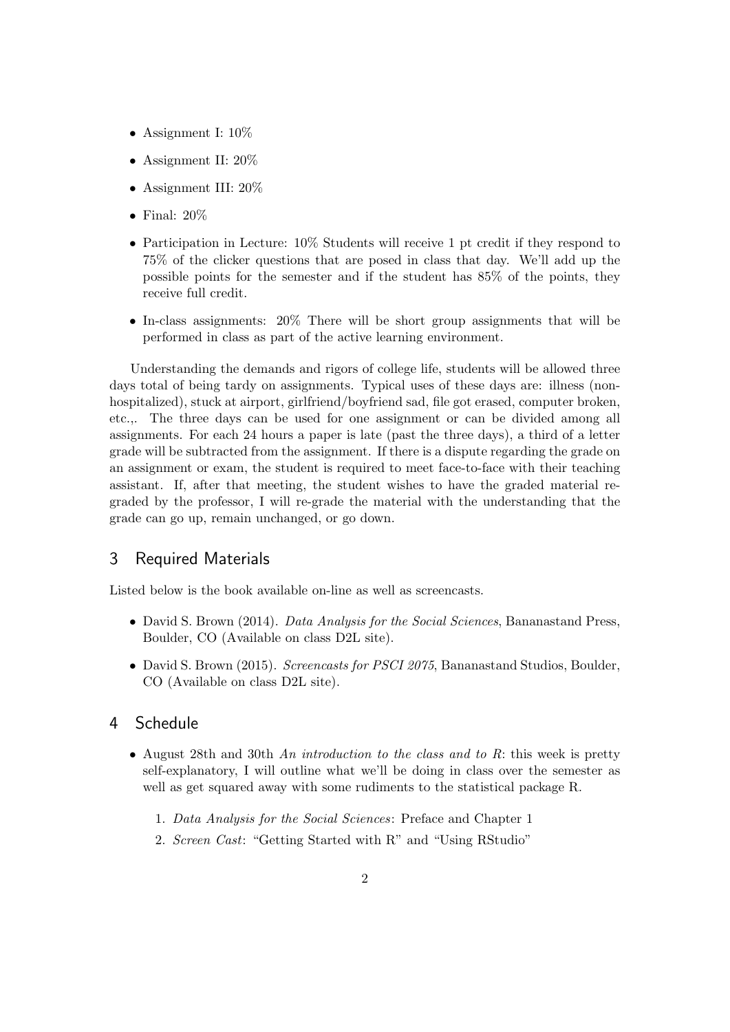- Assignment I: 10%
- Assignment II: 20%
- Assignment III: 20%
- Final: 20%
- Participation in Lecture: 10% Students will receive 1 pt credit if they respond to 75% of the clicker questions that are posed in class that day. We'll add up the possible points for the semester and if the student has 85% of the points, they receive full credit.
- In-class assignments: 20% There will be short group assignments that will be performed in class as part of the active learning environment.

Understanding the demands and rigors of college life, students will be allowed three days total of being tardy on assignments. Typical uses of these days are: illness (non-hospitalized), stuck at airport, girlfriend/boyfriend sad, file got erased, computer broken, etc.,. The three days can be used for one assignment or can be divided among all assignments. For each 24 hours a paper is late (past the three days), a third of a letter grade will be subtracted from the assignment. If there is a dispute regarding the grade on an assignment or exam, the student is required to meet face-to-face with their teaching assistant. If, after that meeting, the student wishes to have the graded material re-graded by the professor, I will re-grade the material with the understanding that the grade can go up, remain unchanged, or go down.

## 3 Required Materials

Listed below is the book available on-line as well as screencasts.

- David S. Brown (2014). *Data Analysis for the Social Sciences*, Bananastand Press, Boulder, CO (Available on class D2L site).
- David S. Brown (2015). *Screencasts for PSCI 2075*, Bananastand Studios, Boulder, CO (Available on class D2L site).

## 4 Schedule

- August 28th and 30th *An introduction to the class and to R*: this week is pretty self-explanatory, I will outline what we'll be doing in class over the semester as well as get squared away with some rudiments to the statistical package R.
  1. *Data Analysis for the Social Sciences*: Preface and Chapter 1
  2. *Screen Cast*: "Getting Started with R" and "Using RStudio"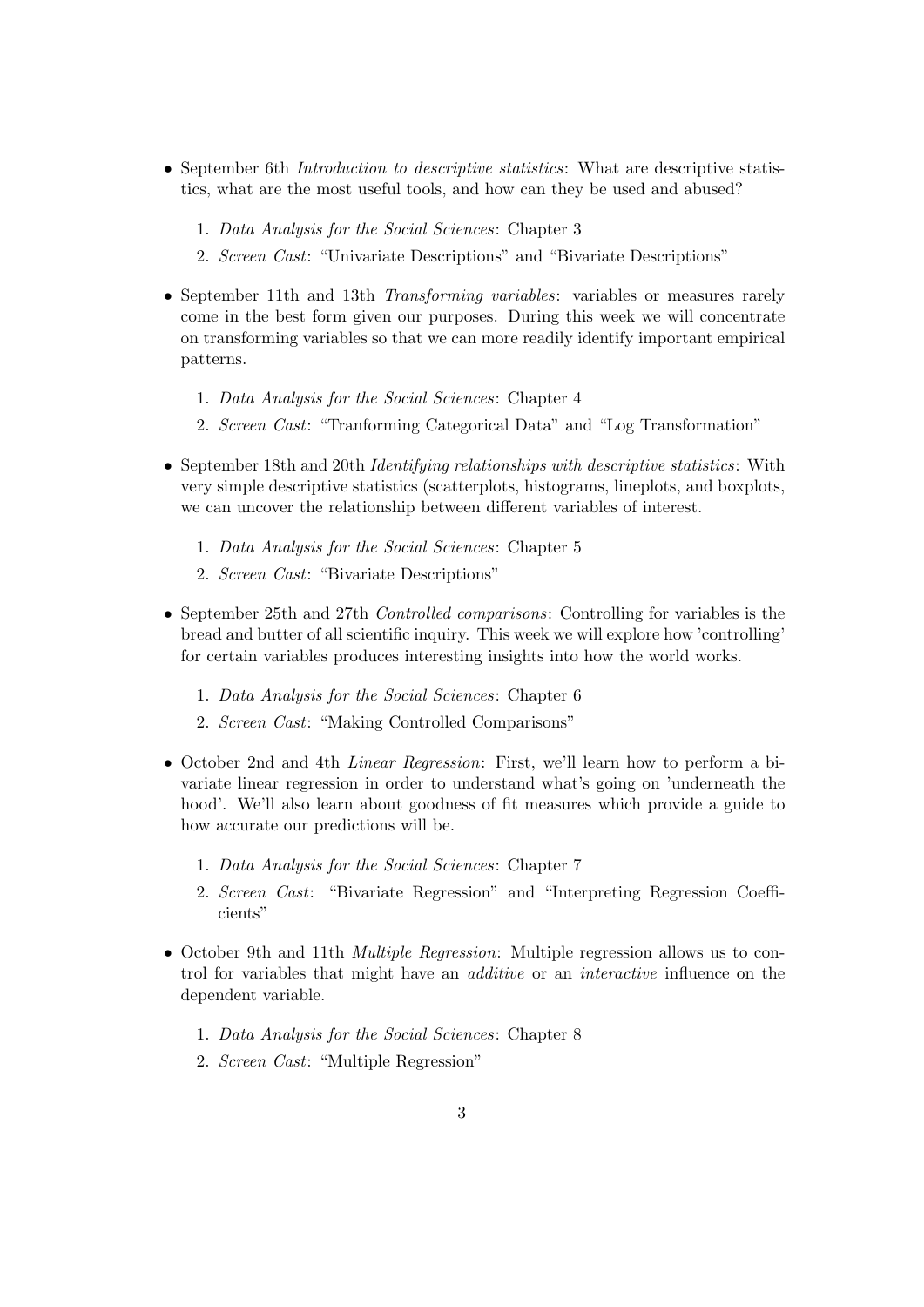- September 6th *Introduction to descriptive statistics*: What are descriptive statistics, what are the most useful tools, and how can they be used and abused?

    1. *Data Analysis for the Social Sciences*: Chapter 3
    2. *Screen Cast*: "Univariate Descriptions" and "Bivariate Descriptions"

- September 11th and 13th *Transforming variables*: variables or measures rarely come in the best form given our purposes. During this week we will concentrate on transforming variables so that we can more readily identify important empirical patterns.

    1. *Data Analysis for the Social Sciences*: Chapter 4
    2. *Screen Cast*: "Tranforming Categorical Data" and "Log Transformation"

- September 18th and 20th *Identifying relationships with descriptive statistics*: With very simple descriptive statistics (scatterplots, histograms, lineplots, and boxplots, we can uncover the relationship between different variables of interest.

    1. *Data Analysis for the Social Sciences*: Chapter 5
    2. *Screen Cast*: "Bivariate Descriptions"

- September 25th and 27th *Controlled comparisons*: Controlling for variables is the bread and butter of all scientific inquiry. This week we will explore how 'controlling' for certain variables produces interesting insights into how the world works.

    1. *Data Analysis for the Social Sciences*: Chapter 6
    2. *Screen Cast*: "Making Controlled Comparisons"

- October 2nd and 4th *Linear Regression*: First, we'll learn how to perform a bivariate linear regression in order to understand what's going on 'underneath the hood'. We'll also learn about goodness of fit measures which provide a guide to how accurate our predictions will be.

    1. *Data Analysis for the Social Sciences*: Chapter 7
    2. *Screen Cast*: "Bivariate Regression" and "Interpreting Regression Coefficients"

- October 9th and 11th *Multiple Regression*: Multiple regression allows us to control for variables that might have an *additive* or an *interactive* influence on the dependent variable.

    1. *Data Analysis for the Social Sciences*: Chapter 8
    2. *Screen Cast*: "Multiple Regression"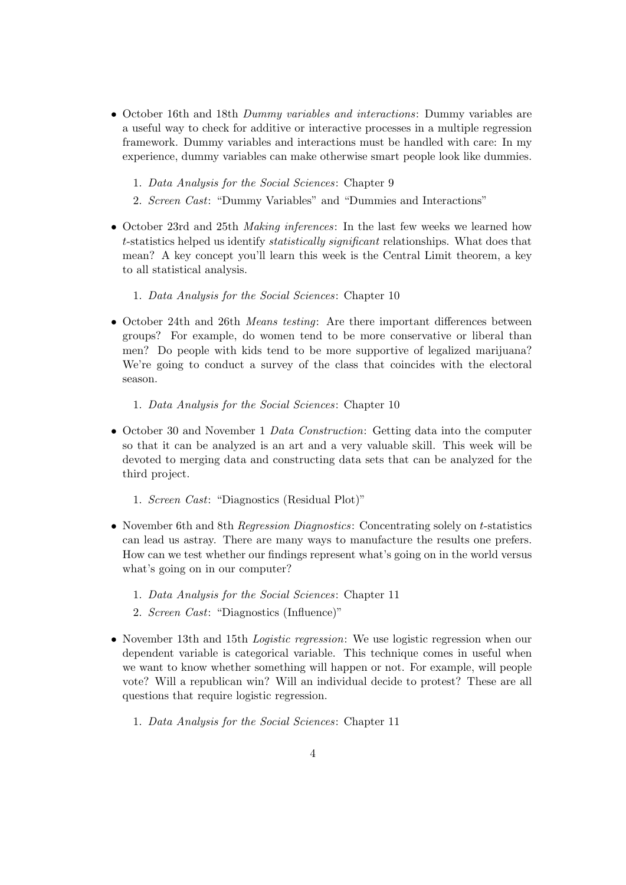- October 16th and 18th *Dummy variables and interactions*: Dummy variables are a useful way to check for additive or interactive processes in a multiple regression framework. Dummy variables and interactions must be handled with care: In my experience, dummy variables can make otherwise smart people look like dummies.

    1. *Data Analysis for the Social Sciences*: Chapter 9
    2. *Screen Cast*: "Dummy Variables" and "Dummies and Interactions"

- October 23rd and 25th *Making inferences*: In the last few weeks we learned how $t$-statistics helped us identify *statistically significant* relationships. What does that mean? A key concept you'll learn this week is the Central Limit theorem, a key to all statistical analysis.

    1. *Data Analysis for the Social Sciences*: Chapter 10

- October 24th and 26th *Means testing*: Are there important differences between groups? For example, do women tend to be more conservative or liberal than men? Do people with kids tend to be more supportive of legalized marijuana? We're going to conduct a survey of the class that coincides with the electoral season.

    1. *Data Analysis for the Social Sciences*: Chapter 10

- October 30 and November 1 *Data Construction*: Getting data into the computer so that it can be analyzed is an art and a very valuable skill. This week will be devoted to merging data and constructing data sets that can be analyzed for the third project.

    1. *Screen Cast*: "Diagnostics (Residual Plot)"

- November 6th and 8th *Regression Diagnostics*: Concentrating solely on $t$-statistics can lead us astray. There are many ways to manufacture the results one prefers. How can we test whether our findings represent what's going on in the world versus what's going on in our computer?

    1. *Data Analysis for the Social Sciences*: Chapter 11
    2. *Screen Cast*: "Diagnostics (Influence)"

- November 13th and 15th *Logistic regression*: We use logistic regression when our dependent variable is categorical variable. This technique comes in useful when we want to know whether something will happen or not. For example, will people vote? Will a republican win? Will an individual decide to protest? These are all questions that require logistic regression.

    1. *Data Analysis for the Social Sciences*: Chapter 11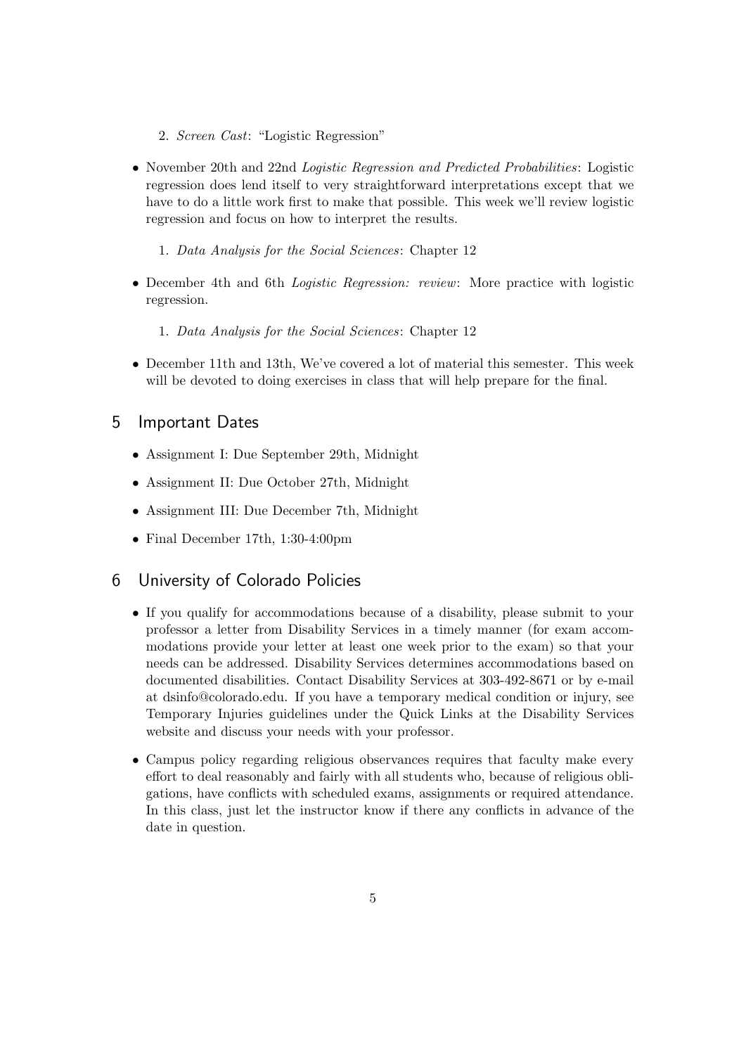2. *Screen Cast*: "Logistic Regression"

- November 20th and 22nd *Logistic Regression and Predicted Probabilities*: Logistic regression does lend itself to very straightforward interpretations except that we have to do a little work first to make that possible. This week we'll review logistic regression and focus on how to interpret the results.

    1. *Data Analysis for the Social Sciences*: Chapter 12

- December 4th and 6th *Logistic Regression: review*: More practice with logistic regression.

    1. *Data Analysis for the Social Sciences*: Chapter 12

- December 11th and 13th, We've covered a lot of material this semester. This week will be devoted to doing exercises in class that will help prepare for the final.

## 5 Important Dates

- Assignment I: Due September 29th, Midnight
- Assignment II: Due October 27th, Midnight
- Assignment III: Due December 7th, Midnight
- Final December 17th, 1:30-4:00pm

## 6 University of Colorado Policies

- If you qualify for accommodations because of a disability, please submit to your professor a letter from Disability Services in a timely manner (for exam accommodations provide your letter at least one week prior to the exam) so that your needs can be addressed. Disability Services determines accommodations based on documented disabilities. Contact Disability Services at 303-492-8671 or by e-mail at dsinfo@colorado.edu. If you have a temporary medical condition or injury, see Temporary Injuries guidelines under the Quick Links at the Disability Services website and discuss your needs with your professor.

- Campus policy regarding religious observances requires that faculty make every effort to deal reasonably and fairly with all students who, because of religious obligations, have conflicts with scheduled exams, assignments or required attendance. In this class, just let the instructor know if there any conflicts in advance of the date in question.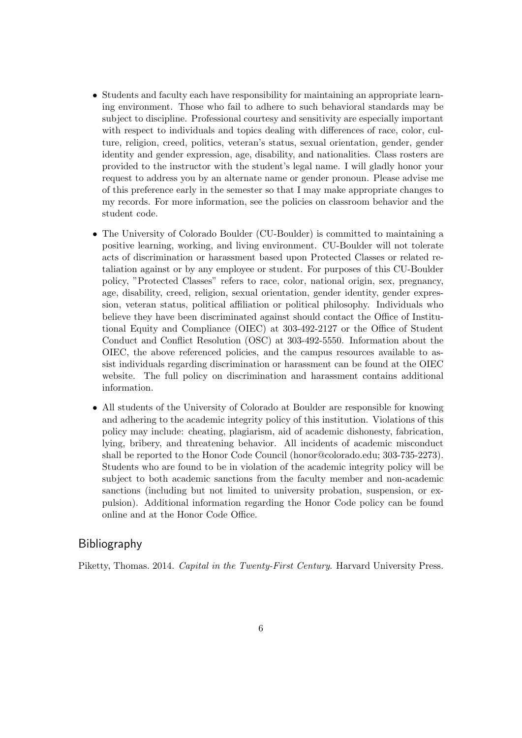- Students and faculty each have responsibility for maintaining an appropriate learning environment. Those who fail to adhere to such behavioral standards may be subject to discipline. Professional courtesy and sensitivity are especially important with respect to individuals and topics dealing with differences of race, color, culture, religion, creed, politics, veteran's status, sexual orientation, gender, gender identity and gender expression, age, disability, and nationalities. Class rosters are provided to the instructor with the student's legal name. I will gladly honor your request to address you by an alternate name or gender pronoun. Please advise me of this preference early in the semester so that I may make appropriate changes to my records. For more information, see the policies on classroom behavior and the student code.

- The University of Colorado Boulder (CU-Boulder) is committed to maintaining a positive learning, working, and living environment. CU-Boulder will not tolerate acts of discrimination or harassment based upon Protected Classes or related retaliation against or by any employee or student. For purposes of this CU-Boulder policy, "Protected Classes" refers to race, color, national origin, sex, pregnancy, age, disability, creed, religion, sexual orientation, gender identity, gender expression, veteran status, political affiliation or political philosophy. Individuals who believe they have been discriminated against should contact the Office of Institutional Equity and Compliance (OIEC) at 303-492-2127 or the Office of Student Conduct and Conflict Resolution (OSC) at 303-492-5550. Information about the OIEC, the above referenced policies, and the campus resources available to assist individuals regarding discrimination or harassment can be found at the OIEC website. The full policy on discrimination and harassment contains additional information.

- All students of the University of Colorado at Boulder are responsible for knowing and adhering to the academic integrity policy of this institution. Violations of this policy may include: cheating, plagiarism, aid of academic dishonesty, fabrication, lying, bribery, and threatening behavior. All incidents of academic misconduct shall be reported to the Honor Code Council (honor@colorado.edu; 303-735-2273). Students who are found to be in violation of the academic integrity policy will be subject to both academic sanctions from the faculty member and non-academic sanctions (including but not limited to university probation, suspension, or expulsion). Additional information regarding the Honor Code policy can be found online and at the Honor Code Office.

## Bibliography

Piketty, Thomas. 2014. *Capital in the Twenty-First Century*. Harvard University Press.